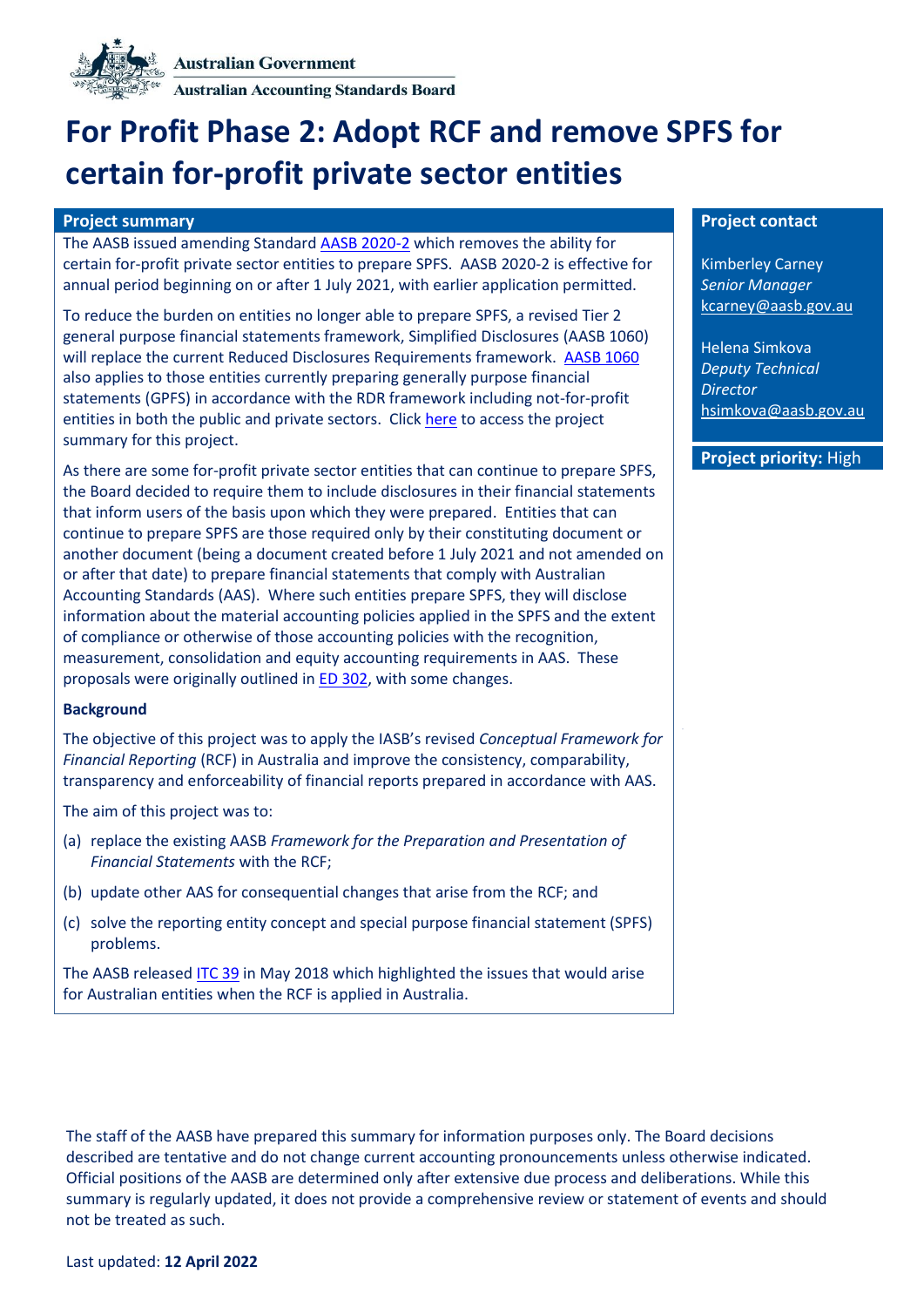Australian Government

Australian Accounting Standards Board

# For Profit Phase 2: Adopt RCF and remove SPFS for certain for-profit private sector entities

## Project summary

The AASB issued amending Standard AASB 2020-2 which removes the ability for certain for-profit private sector entities to prepare SPFS. AASB 2020-2 is effective for annual period beginning on or after 1 July 2021, with earlier application permitted.

To reduce the burden on entities no longer able to prepare SPFS, a revised Tier 2 general purpose financial statements framework, Simplified Disclosures (AASB 1060) will replace the current Reduced Disclosures Requirements framework. AASB 1060 also applies to those entities currently preparing generally purpose financial statements (GPFS) in accordance with the RDR framework including not-for-profit entities in both the public and private sectors. Click here to access the project summary for this project.

As there are some for-profit private sector entities that can continue to prepare SPFS, the Board decided to require them to include disclosures in their financial statements that inform users of the basis upon which they were prepared. Entities that can continue to prepare SPFS are those required only by their constituting document or another document (being a document created before 1 July 2021 and not amended on or after that date) to prepare financial statements that comply with Australian Accounting Standards (AAS). Where such entities prepare SPFS, they will disclose information about the material accounting policies applied in the SPFS and the extent of compliance or otherwise of those accounting policies with the recognition, measurement, consolidation and equity accounting requirements in AAS. These proposals were originally outlined in ED 302, with some changes.

**Background**

The objective of this project was to apply the IASB's revised *Conceptual Framework for Financial Reporting* (RCF) in Australia and improve the consistency, comparability, transparency and enforceability of financial reports prepared in accordance with AAS.

The aim of this project was to:

(a) replace the existing AASB *Framework for the Preparation and Presentation of Financial Statements* with the RCF;

(b) update other AAS for consequential changes that arise from the RCF; and

(c) solve the reporting entity concept and special purpose financial statement (SPFS) problems.

The AASB released ITC 39 in May 2018 which highlighted the issues that would arise for Australian entities when the RCF is applied in Australia.

## Project contact

Kimberley Carney
*Senior Manager*
kcarney@aasb.gov.au

Helena Simkova
*Deputy Technical Director*
hsimkova@aasb.gov.au

**Project priority:** High

The staff of the AASB have prepared this summary for information purposes only. The Board decisions described are tentative and do not change current accounting pronouncements unless otherwise indicated. Official positions of the AASB are determined only after extensive due process and deliberations. While this summary is regularly updated, it does not provide a comprehensive review or statement of events and should not be treated as such.

Last updated: **12 April 2022**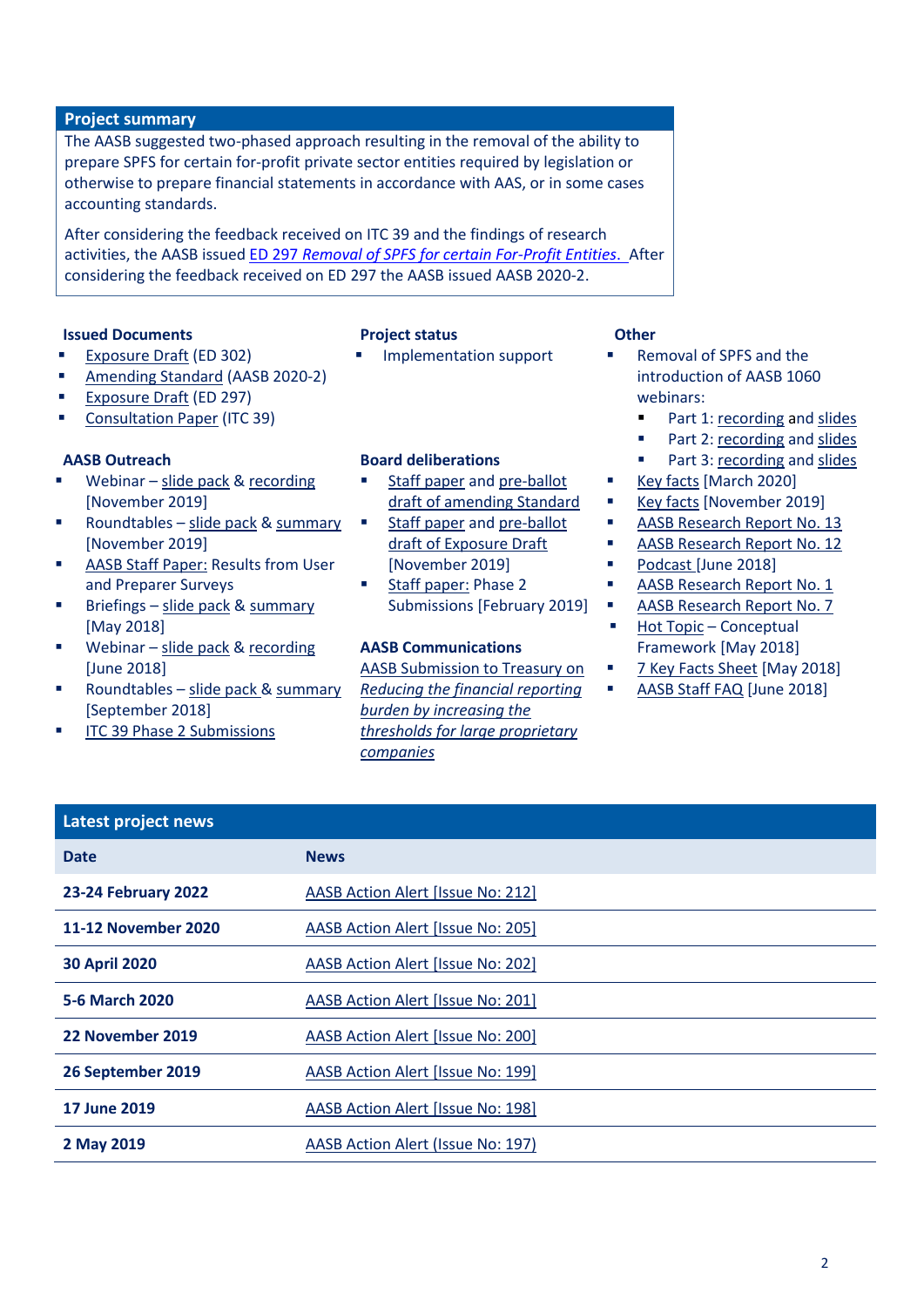## Project summary

The AASB suggested two-phased approach resulting in the removal of the ability to prepare SPFS for certain for-profit private sector entities required by legislation or otherwise to prepare financial statements in accordance with AAS, or in some cases accounting standards.

After considering the feedback received on ITC 39 and the findings of research activities, the AASB issued ED 297 *Removal of SPFS for certain For-Profit Entities*. After considering the feedback received on ED 297 the AASB issued AASB 2020-2.

### Issued Documents

- Exposure Draft (ED 302)
- Amending Standard (AASB 2020-2)
- Exposure Draft (ED 297)
- Consultation Paper (ITC 39)

### AASB Outreach

- Webinar – slide pack & recording [November 2019]
- Roundtables – slide pack & summary [November 2019]
- AASB Staff Paper: Results from User and Preparer Surveys
- Briefings – slide pack & summary [May 2018]
- Webinar – slide pack & recording [June 2018]
- Roundtables – slide pack & summary [September 2018]
- ITC 39 Phase 2 Submissions

### Project status

- Implementation support

### Board deliberations

- Staff paper and pre-ballot draft of amending Standard
- Staff paper and pre-ballot draft of Exposure Draft [November 2019]
- Staff paper: Phase 2 Submissions [February 2019]

### AASB Communications

AASB Submission to Treasury on *Reducing the financial reporting burden by increasing the thresholds for large proprietary companies*

### Other

- Removal of SPFS and the introduction of AASB 1060 webinars:
  - Part 1: recording and slides
  - Part 2: recording and slides
  - Part 3: recording and slides
- Key facts [March 2020]
- Key facts [November 2019]
- AASB Research Report No. 13
- AASB Research Report No. 12
- Podcast [June 2018]
- AASB Research Report No. 1
- AASB Research Report No. 7
- Hot Topic – Conceptual Framework [May 2018]
- 7 Key Facts Sheet [May 2018]
- AASB Staff FAQ [June 2018]

## Latest project news

| Date | News |
|---|---|
| **23-24 February 2022** | AASB Action Alert [Issue No: 212] |
| **11-12 November 2020** | AASB Action Alert [Issue No: 205] |
| **30 April 2020** | AASB Action Alert [Issue No: 202] |
| **5-6 March 2020** | AASB Action Alert [Issue No: 201] |
| **22 November 2019** | AASB Action Alert [Issue No: 200] |
| **26 September 2019** | AASB Action Alert [Issue No: 199] |
| **17 June 2019** | AASB Action Alert [Issue No: 198] |
| **2 May 2019** | AASB Action Alert (Issue No: 197) |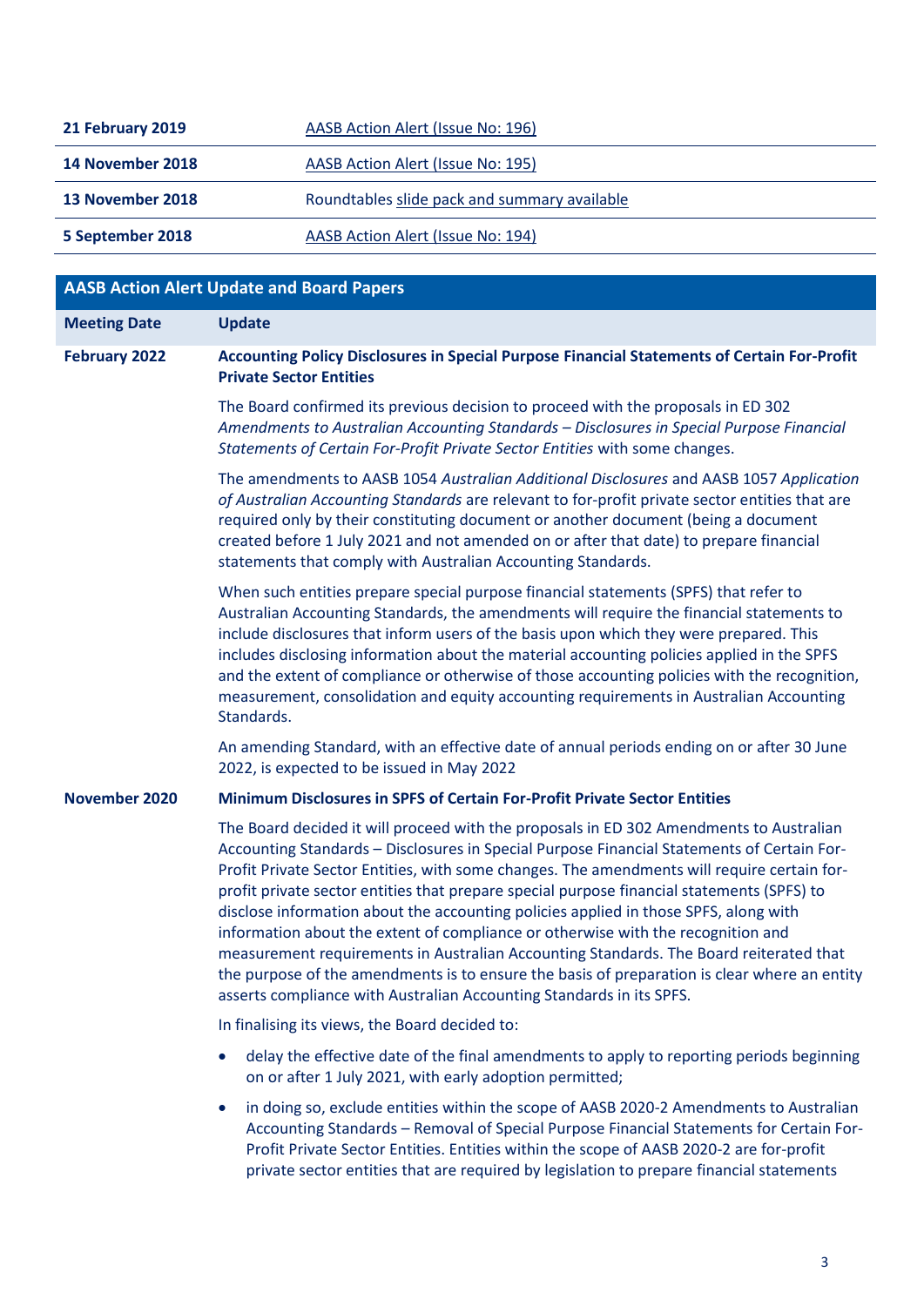| | |
|---|---|
| **21 February 2019** | AASB Action Alert (Issue No: 196) |
| **14 November 2018** | AASB Action Alert (Issue No: 195) |
| **13 November 2018** | Roundtables slide pack and summary available |
| **5 September 2018** | AASB Action Alert (Issue No: 194) |

## AASB Action Alert Update and Board Papers

| Meeting Date | Update |
|---|---|
| **February 2022** | **Accounting Policy Disclosures in Special Purpose Financial Statements of Certain For-Profit Private Sector Entities** |

The Board confirmed its previous decision to proceed with the proposals in ED 302 *Amendments to Australian Accounting Standards – Disclosures in Special Purpose Financial Statements of Certain For-Profit Private Sector Entities* with some changes.

The amendments to AASB 1054 *Australian Additional Disclosures* and AASB 1057 *Application of Australian Accounting Standards* are relevant to for-profit private sector entities that are required only by their constituting document or another document (being a document created before 1 July 2021 and not amended on or after that date) to prepare financial statements that comply with Australian Accounting Standards.

When such entities prepare special purpose financial statements (SPFS) that refer to Australian Accounting Standards, the amendments will require the financial statements to include disclosures that inform users of the basis upon which they were prepared. This includes disclosing information about the material accounting policies applied in the SPFS and the extent of compliance or otherwise of those accounting policies with the recognition, measurement, consolidation and equity accounting requirements in Australian Accounting Standards.

An amending Standard, with an effective date of annual periods ending on or after 30 June 2022, is expected to be issued in May 2022

**November 2020** — **Minimum Disclosures in SPFS of Certain For-Profit Private Sector Entities**

The Board decided it will proceed with the proposals in ED 302 Amendments to Australian Accounting Standards – Disclosures in Special Purpose Financial Statements of Certain For-Profit Private Sector Entities, with some changes. The amendments will require certain for-profit private sector entities that prepare special purpose financial statements (SPFS) to disclose information about the accounting policies applied in those SPFS, along with information about the extent of compliance or otherwise with the recognition and measurement requirements in Australian Accounting Standards. The Board reiterated that the purpose of the amendments is to ensure the basis of preparation is clear where an entity asserts compliance with Australian Accounting Standards in its SPFS.

In finalising its views, the Board decided to:

- delay the effective date of the final amendments to apply to reporting periods beginning on or after 1 July 2021, with early adoption permitted;
- in doing so, exclude entities within the scope of AASB 2020-2 Amendments to Australian Accounting Standards – Removal of Special Purpose Financial Statements for Certain For-Profit Private Sector Entities. Entities within the scope of AASB 2020-2 are for-profit private sector entities that are required by legislation to prepare financial statements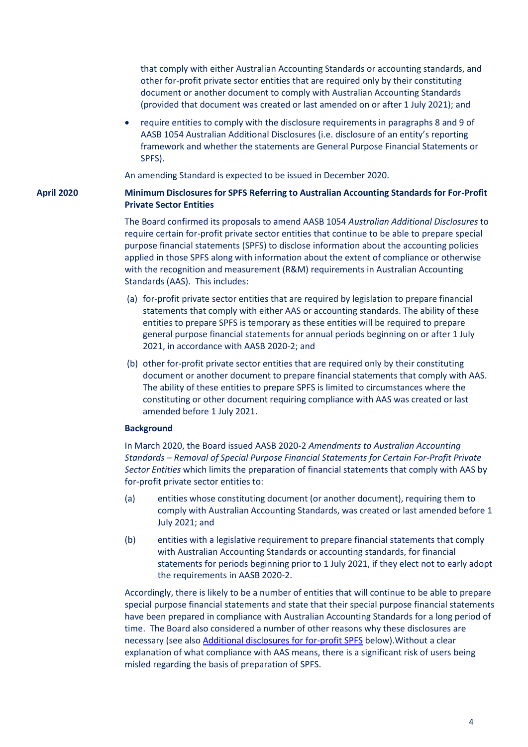that comply with either Australian Accounting Standards or accounting standards, and other for-profit private sector entities that are required only by their constituting document or another document to comply with Australian Accounting Standards (provided that document was created or last amended on or after 1 July 2021); and

- require entities to comply with the disclosure requirements in paragraphs 8 and 9 of AASB 1054 Australian Additional Disclosures (i.e. disclosure of an entity's reporting framework and whether the statements are General Purpose Financial Statements or SPFS).

An amending Standard is expected to be issued in December 2020.

**April 2020**

**Minimum Disclosures for SPFS Referring to Australian Accounting Standards for For-Profit Private Sector Entities**

The Board confirmed its proposals to amend AASB 1054 *Australian Additional Disclosures* to require certain for-profit private sector entities that continue to be able to prepare special purpose financial statements (SPFS) to disclose information about the accounting policies applied in those SPFS along with information about the extent of compliance or otherwise with the recognition and measurement (R&M) requirements in Australian Accounting Standards (AAS). This includes:

(a) for-profit private sector entities that are required by legislation to prepare financial statements that comply with either AAS or accounting standards. The ability of these entities to prepare SPFS is temporary as these entities will be required to prepare general purpose financial statements for annual periods beginning on or after 1 July 2021, in accordance with AASB 2020-2; and

(b) other for-profit private sector entities that are required only by their constituting document or another document to prepare financial statements that comply with AAS. The ability of these entities to prepare SPFS is limited to circumstances where the constituting or other document requiring compliance with AAS was created or last amended before 1 July 2021.

**Background**

In March 2020, the Board issued AASB 2020-2 *Amendments to Australian Accounting Standards – Removal of Special Purpose Financial Statements for Certain For-Profit Private Sector Entities* which limits the preparation of financial statements that comply with AAS by for-profit private sector entities to:

(a) entities whose constituting document (or another document), requiring them to comply with Australian Accounting Standards, was created or last amended before 1 July 2021; and

(b) entities with a legislative requirement to prepare financial statements that comply with Australian Accounting Standards or accounting standards, for financial statements for periods beginning prior to 1 July 2021, if they elect not to early adopt the requirements in AASB 2020-2.

Accordingly, there is likely to be a number of entities that will continue to be able to prepare special purpose financial statements and state that their special purpose financial statements have been prepared in compliance with Australian Accounting Standards for a long period of time. The Board also considered a number of other reasons why these disclosures are necessary (see also [Additional disclosures for for-profit SPFS](#) below).Without a clear explanation of what compliance with AAS means, there is a significant risk of users being misled regarding the basis of preparation of SPFS.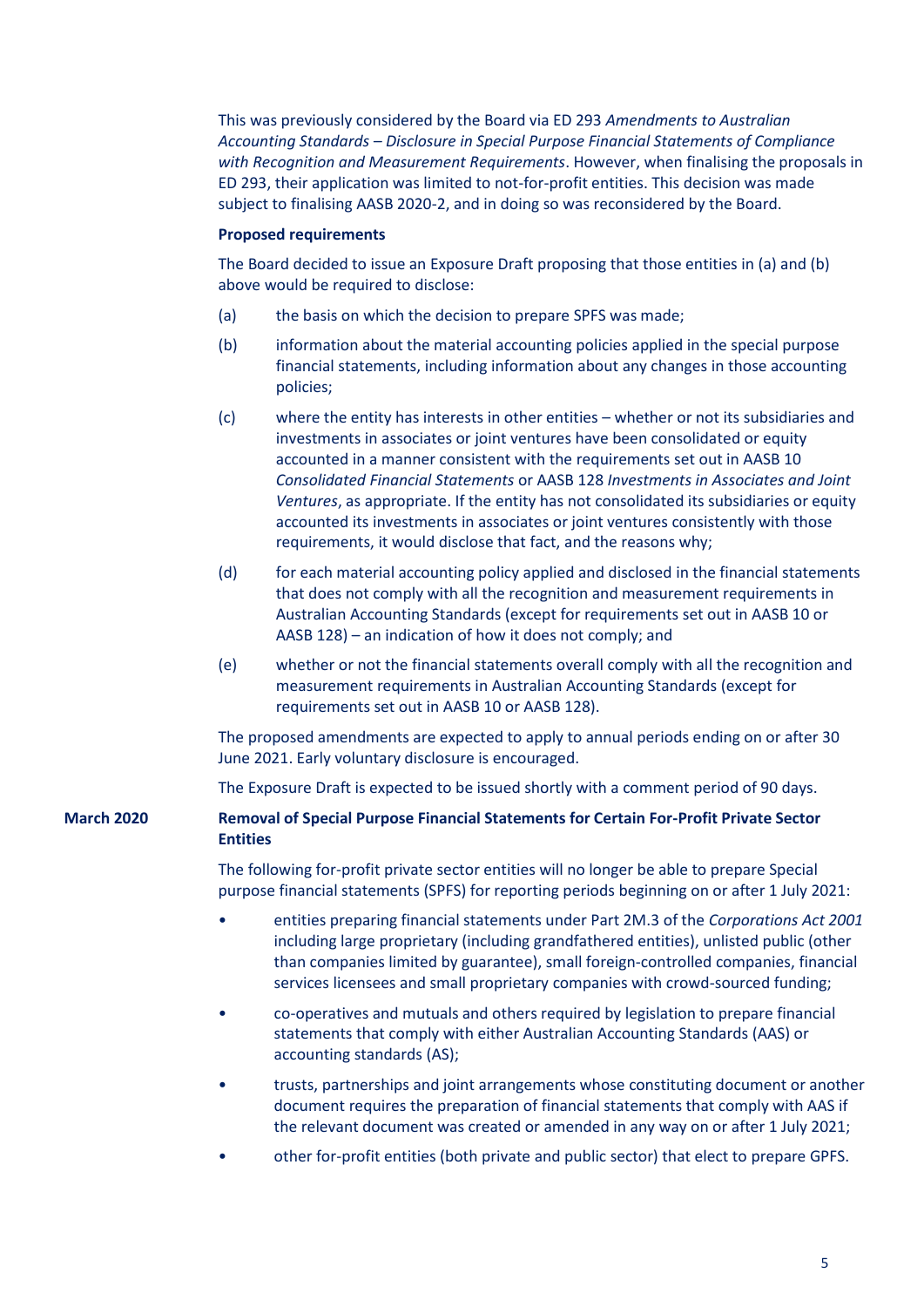This was previously considered by the Board via ED 293 *Amendments to Australian Accounting Standards – Disclosure in Special Purpose Financial Statements of Compliance with Recognition and Measurement Requirements*. However, when finalising the proposals in ED 293, their application was limited to not-for-profit entities. This decision was made subject to finalising AASB 2020-2, and in doing so was reconsidered by the Board.

**Proposed requirements**

The Board decided to issue an Exposure Draft proposing that those entities in (a) and (b) above would be required to disclose:

(a) the basis on which the decision to prepare SPFS was made;

(b) information about the material accounting policies applied in the special purpose financial statements, including information about any changes in those accounting policies;

(c) where the entity has interests in other entities – whether or not its subsidiaries and investments in associates or joint ventures have been consolidated or equity accounted in a manner consistent with the requirements set out in AASB 10 *Consolidated Financial Statements* or AASB 128 *Investments in Associates and Joint Ventures*, as appropriate. If the entity has not consolidated its subsidiaries or equity accounted its investments in associates or joint ventures consistently with those requirements, it would disclose that fact, and the reasons why;

(d) for each material accounting policy applied and disclosed in the financial statements that does not comply with all the recognition and measurement requirements in Australian Accounting Standards (except for requirements set out in AASB 10 or AASB 128) – an indication of how it does not comply; and

(e) whether or not the financial statements overall comply with all the recognition and measurement requirements in Australian Accounting Standards (except for requirements set out in AASB 10 or AASB 128).

The proposed amendments are expected to apply to annual periods ending on or after 30 June 2021. Early voluntary disclosure is encouraged.

The Exposure Draft is expected to be issued shortly with a comment period of 90 days.

**March 2020**

**Removal of Special Purpose Financial Statements for Certain For-Profit Private Sector Entities**

The following for-profit private sector entities will no longer be able to prepare Special purpose financial statements (SPFS) for reporting periods beginning on or after 1 July 2021:

- entities preparing financial statements under Part 2M.3 of the *Corporations Act 2001* including large proprietary (including grandfathered entities), unlisted public (other than companies limited by guarantee), small foreign-controlled companies, financial services licensees and small proprietary companies with crowd-sourced funding;
- co-operatives and mutuals and others required by legislation to prepare financial statements that comply with either Australian Accounting Standards (AAS) or accounting standards (AS);
- trusts, partnerships and joint arrangements whose constituting document or another document requires the preparation of financial statements that comply with AAS if the relevant document was created or amended in any way on or after 1 July 2021;
- other for-profit entities (both private and public sector) that elect to prepare GPFS.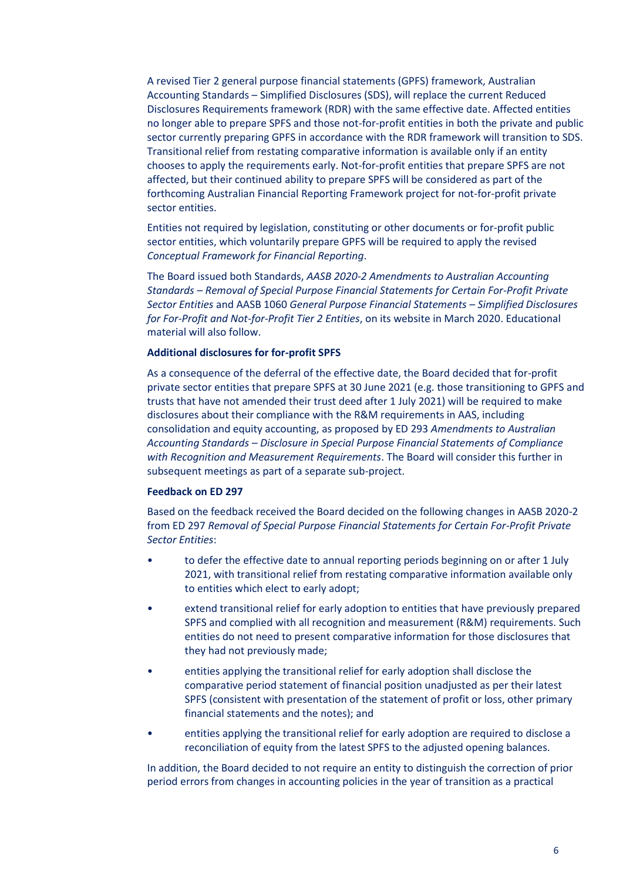A revised Tier 2 general purpose financial statements (GPFS) framework, Australian Accounting Standards – Simplified Disclosures (SDS), will replace the current Reduced Disclosures Requirements framework (RDR) with the same effective date. Affected entities no longer able to prepare SPFS and those not-for-profit entities in both the private and public sector currently preparing GPFS in accordance with the RDR framework will transition to SDS. Transitional relief from restating comparative information is available only if an entity chooses to apply the requirements early. Not-for-profit entities that prepare SPFS are not affected, but their continued ability to prepare SPFS will be considered as part of the forthcoming Australian Financial Reporting Framework project for not-for-profit private sector entities.

Entities not required by legislation, constituting or other documents or for-profit public sector entities, which voluntarily prepare GPFS will be required to apply the revised *Conceptual Framework for Financial Reporting*.

The Board issued both Standards, *AASB 2020-2 Amendments to Australian Accounting Standards – Removal of Special Purpose Financial Statements for Certain For-Profit Private Sector Entities* and AASB 1060 *General Purpose Financial Statements – Simplified Disclosures for For-Profit and Not-for-Profit Tier 2 Entities*, on its website in March 2020. Educational material will also follow.

**Additional disclosures for for-profit SPFS**

As a consequence of the deferral of the effective date, the Board decided that for-profit private sector entities that prepare SPFS at 30 June 2021 (e.g. those transitioning to GPFS and trusts that have not amended their trust deed after 1 July 2021) will be required to make disclosures about their compliance with the R&M requirements in AAS, including consolidation and equity accounting, as proposed by ED 293 *Amendments to Australian Accounting Standards – Disclosure in Special Purpose Financial Statements of Compliance with Recognition and Measurement Requirements*. The Board will consider this further in subsequent meetings as part of a separate sub-project.

**Feedback on ED 297**

Based on the feedback received the Board decided on the following changes in AASB 2020-2 from ED 297 *Removal of Special Purpose Financial Statements for Certain For-Profit Private Sector Entities*:

- to defer the effective date to annual reporting periods beginning on or after 1 July 2021, with transitional relief from restating comparative information available only to entities which elect to early adopt;
- extend transitional relief for early adoption to entities that have previously prepared SPFS and complied with all recognition and measurement (R&M) requirements. Such entities do not need to present comparative information for those disclosures that they had not previously made;
- entities applying the transitional relief for early adoption shall disclose the comparative period statement of financial position unadjusted as per their latest SPFS (consistent with presentation of the statement of profit or loss, other primary financial statements and the notes); and
- entities applying the transitional relief for early adoption are required to disclose a reconciliation of equity from the latest SPFS to the adjusted opening balances.

In addition, the Board decided to not require an entity to distinguish the correction of prior period errors from changes in accounting policies in the year of transition as a practical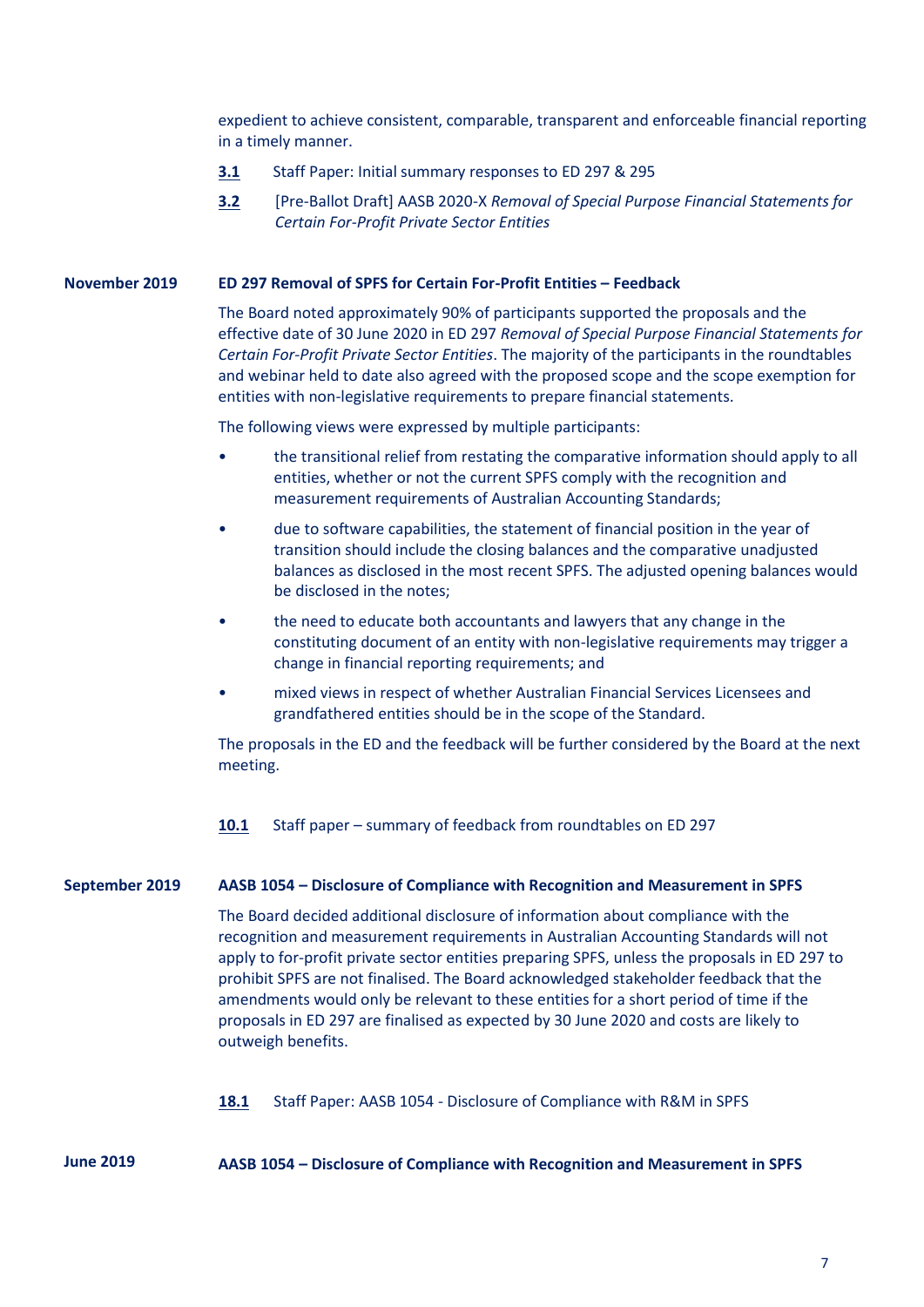expedient to achieve consistent, comparable, transparent and enforceable financial reporting in a timely manner.

**3.1** Staff Paper: Initial summary responses to ED 297 & 295

**3.2** [Pre-Ballot Draft] AASB 2020-X *Removal of Special Purpose Financial Statements for Certain For-Profit Private Sector Entities*

**November 2019** **ED 297 Removal of SPFS for Certain For-Profit Entities – Feedback**

The Board noted approximately 90% of participants supported the proposals and the effective date of 30 June 2020 in ED 297 *Removal of Special Purpose Financial Statements for Certain For-Profit Private Sector Entities*. The majority of the participants in the roundtables and webinar held to date also agreed with the proposed scope and the scope exemption for entities with non-legislative requirements to prepare financial statements.

The following views were expressed by multiple participants:

- the transitional relief from restating the comparative information should apply to all entities, whether or not the current SPFS comply with the recognition and measurement requirements of Australian Accounting Standards;
- due to software capabilities, the statement of financial position in the year of transition should include the closing balances and the comparative unadjusted balances as disclosed in the most recent SPFS. The adjusted opening balances would be disclosed in the notes;
- the need to educate both accountants and lawyers that any change in the constituting document of an entity with non-legislative requirements may trigger a change in financial reporting requirements; and
- mixed views in respect of whether Australian Financial Services Licensees and grandfathered entities should be in the scope of the Standard.

The proposals in the ED and the feedback will be further considered by the Board at the next meeting.

**10.1** Staff paper – summary of feedback from roundtables on ED 297

**September 2019** **AASB 1054 – Disclosure of Compliance with Recognition and Measurement in SPFS**

The Board decided additional disclosure of information about compliance with the recognition and measurement requirements in Australian Accounting Standards will not apply to for-profit private sector entities preparing SPFS, unless the proposals in ED 297 to prohibit SPFS are not finalised. The Board acknowledged stakeholder feedback that the amendments would only be relevant to these entities for a short period of time if the proposals in ED 297 are finalised as expected by 30 June 2020 and costs are likely to outweigh benefits.

**18.1** Staff Paper: AASB 1054 - Disclosure of Compliance with R&M in SPFS

**June 2019** **AASB 1054 – Disclosure of Compliance with Recognition and Measurement in SPFS**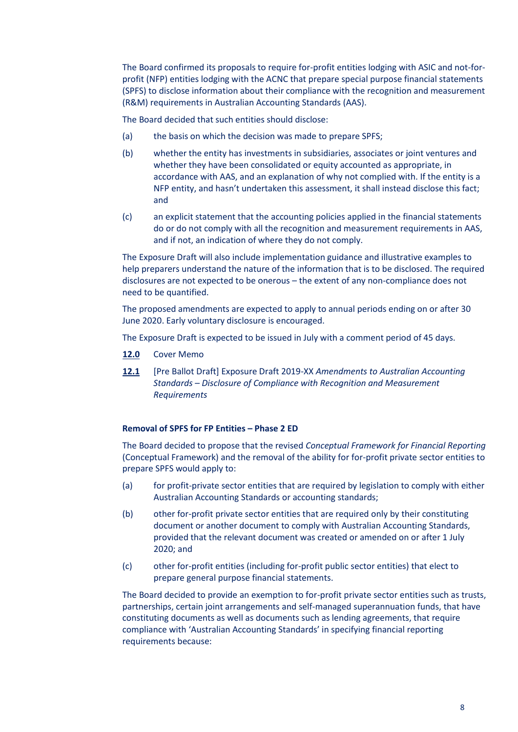The Board confirmed its proposals to require for-profit entities lodging with ASIC and not-for-profit (NFP) entities lodging with the ACNC that prepare special purpose financial statements (SPFS) to disclose information about their compliance with the recognition and measurement (R&M) requirements in Australian Accounting Standards (AAS).

The Board decided that such entities should disclose:

(a) the basis on which the decision was made to prepare SPFS;

(b) whether the entity has investments in subsidiaries, associates or joint ventures and whether they have been consolidated or equity accounted as appropriate, in accordance with AAS, and an explanation of why not complied with. If the entity is a NFP entity, and hasn't undertaken this assessment, it shall instead disclose this fact; and

(c) an explicit statement that the accounting policies applied in the financial statements do or do not comply with all the recognition and measurement requirements in AAS, and if not, an indication of where they do not comply.

The Exposure Draft will also include implementation guidance and illustrative examples to help preparers understand the nature of the information that is to be disclosed. The required disclosures are not expected to be onerous – the extent of any non-compliance does not need to be quantified.

The proposed amendments are expected to apply to annual periods ending on or after 30 June 2020. Early voluntary disclosure is encouraged.

The Exposure Draft is expected to be issued in July with a comment period of 45 days.

**12.0** Cover Memo

**12.1** [Pre Ballot Draft] Exposure Draft 2019-XX *Amendments to Australian Accounting Standards – Disclosure of Compliance with Recognition and Measurement Requirements*

**Removal of SPFS for FP Entities – Phase 2 ED**

The Board decided to propose that the revised *Conceptual Framework for Financial Reporting* (Conceptual Framework) and the removal of the ability for for-profit private sector entities to prepare SPFS would apply to:

(a) for profit-private sector entities that are required by legislation to comply with either Australian Accounting Standards or accounting standards;

(b) other for-profit private sector entities that are required only by their constituting document or another document to comply with Australian Accounting Standards, provided that the relevant document was created or amended on or after 1 July 2020; and

(c) other for-profit entities (including for-profit public sector entities) that elect to prepare general purpose financial statements.

The Board decided to provide an exemption to for-profit private sector entities such as trusts, partnerships, certain joint arrangements and self-managed superannuation funds, that have constituting documents as well as documents such as lending agreements, that require compliance with 'Australian Accounting Standards' in specifying financial reporting requirements because: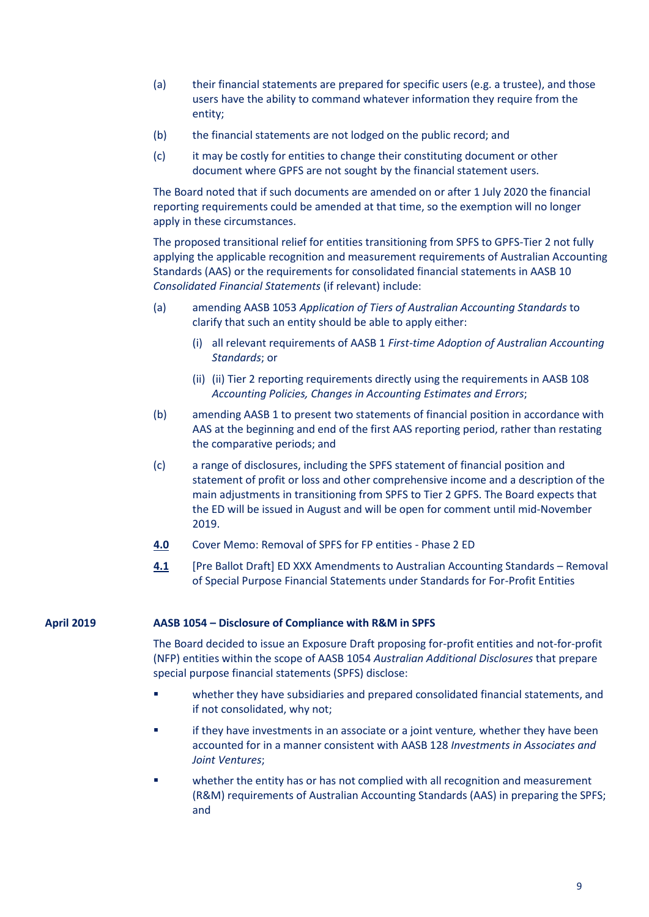(a) their financial statements are prepared for specific users (e.g. a trustee), and those users have the ability to command whatever information they require from the entity;

(b) the financial statements are not lodged on the public record; and

(c) it may be costly for entities to change their constituting document or other document where GPFS are not sought by the financial statement users.

The Board noted that if such documents are amended on or after 1 July 2020 the financial reporting requirements could be amended at that time, so the exemption will no longer apply in these circumstances.

The proposed transitional relief for entities transitioning from SPFS to GPFS-Tier 2 not fully applying the applicable recognition and measurement requirements of Australian Accounting Standards (AAS) or the requirements for consolidated financial statements in AASB 10 *Consolidated Financial Statements* (if relevant) include:

(a) amending AASB 1053 *Application of Tiers of Australian Accounting Standards* to clarify that such an entity should be able to apply either:

- (i) all relevant requirements of AASB 1 *First-time Adoption of Australian Accounting Standards*; or
- (ii) (ii) Tier 2 reporting requirements directly using the requirements in AASB 108 *Accounting Policies, Changes in Accounting Estimates and Errors*;

(b) amending AASB 1 to present two statements of financial position in accordance with AAS at the beginning and end of the first AAS reporting period, rather than restating the comparative periods; and

(c) a range of disclosures, including the SPFS statement of financial position and statement of profit or loss and other comprehensive income and a description of the main adjustments in transitioning from SPFS to Tier 2 GPFS. The Board expects that the ED will be issued in August and will be open for comment until mid-November 2019.

**4.0** Cover Memo: Removal of SPFS for FP entities - Phase 2 ED

**4.1** [Pre Ballot Draft] ED XXX Amendments to Australian Accounting Standards – Removal of Special Purpose Financial Statements under Standards for For-Profit Entities

**April 2019**

**AASB 1054 – Disclosure of Compliance with R&M in SPFS**

The Board decided to issue an Exposure Draft proposing for-profit entities and not-for-profit (NFP) entities within the scope of AASB 1054 *Australian Additional Disclosures* that prepare special purpose financial statements (SPFS) disclose:

- whether they have subsidiaries and prepared consolidated financial statements, and if not consolidated, why not;
- if they have investments in an associate or a joint venture*,* whether they have been accounted for in a manner consistent with AASB 128 *Investments in Associates and Joint Ventures*;
- whether the entity has or has not complied with all recognition and measurement (R&M) requirements of Australian Accounting Standards (AAS) in preparing the SPFS; and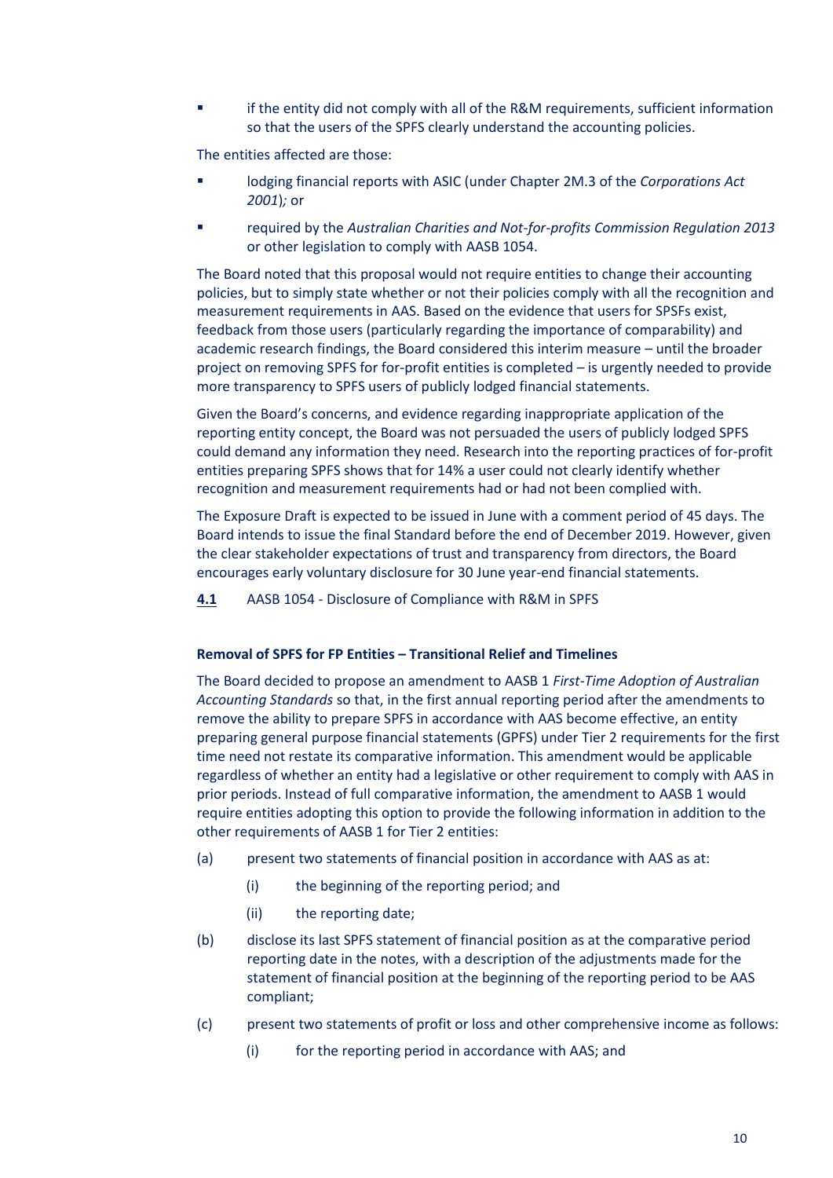- if the entity did not comply with all of the R&M requirements, sufficient information so that the users of the SPFS clearly understand the accounting policies.

The entities affected are those:

- lodging financial reports with ASIC (under Chapter 2M.3 of the *Corporations Act 2001*); or
- required by the *Australian Charities and Not-for-profits Commission Regulation 2013* or other legislation to comply with AASB 1054.

The Board noted that this proposal would not require entities to change their accounting policies, but to simply state whether or not their policies comply with all the recognition and measurement requirements in AAS. Based on the evidence that users for SPFSs exist, feedback from those users (particularly regarding the importance of comparability) and academic research findings, the Board considered this interim measure – until the broader project on removing SPFS for for-profit entities is completed – is urgently needed to provide more transparency to SPFS users of publicly lodged financial statements.

Given the Board's concerns, and evidence regarding inappropriate application of the reporting entity concept, the Board was not persuaded the users of publicly lodged SPFS could demand any information they need. Research into the reporting practices of for-profit entities preparing SPFS shows that for 14% a user could not clearly identify whether recognition and measurement requirements had or had not been complied with.

The Exposure Draft is expected to be issued in June with a comment period of 45 days. The Board intends to issue the final Standard before the end of December 2019. However, given the clear stakeholder expectations of trust and transparency from directors, the Board encourages early voluntary disclosure for 30 June year-end financial statements.

**4.1** AASB 1054 - Disclosure of Compliance with R&M in SPFS

**Removal of SPFS for FP Entities – Transitional Relief and Timelines**

The Board decided to propose an amendment to AASB 1 *First-Time Adoption of Australian Accounting Standards* so that, in the first annual reporting period after the amendments to remove the ability to prepare SPFS in accordance with AAS become effective, an entity preparing general purpose financial statements (GPFS) under Tier 2 requirements for the first time need not restate its comparative information. This amendment would be applicable regardless of whether an entity had a legislative or other requirement to comply with AAS in prior periods. Instead of full comparative information, the amendment to AASB 1 would require entities adopting this option to provide the following information in addition to the other requirements of AASB 1 for Tier 2 entities:

(a) present two statements of financial position in accordance with AAS as at:

  (i) the beginning of the reporting period; and

  (ii) the reporting date;

(b) disclose its last SPFS statement of financial position as at the comparative period reporting date in the notes, with a description of the adjustments made for the statement of financial position at the beginning of the reporting period to be AAS compliant;

(c) present two statements of profit or loss and other comprehensive income as follows:

  (i) for the reporting period in accordance with AAS; and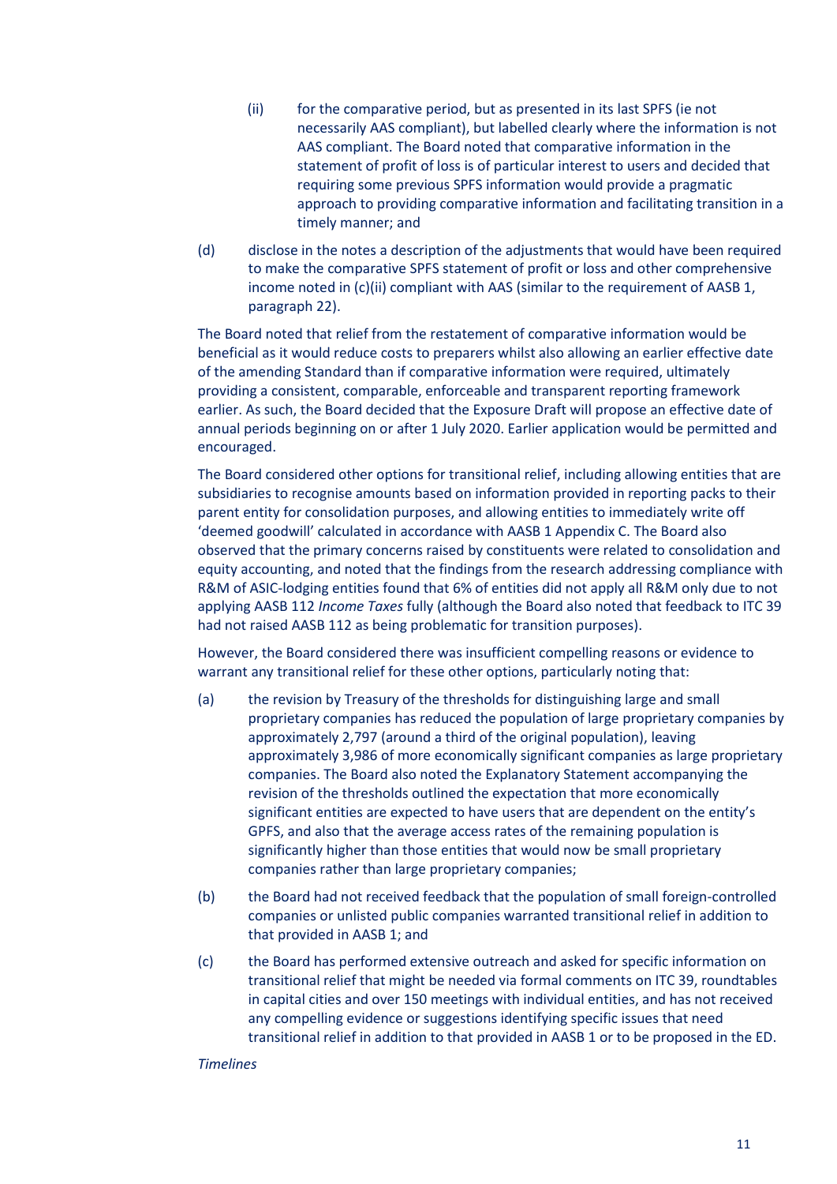(ii) for the comparative period, but as presented in its last SPFS (ie not necessarily AAS compliant), but labelled clearly where the information is not AAS compliant. The Board noted that comparative information in the statement of profit of loss is of particular interest to users and decided that requiring some previous SPFS information would provide a pragmatic approach to providing comparative information and facilitating transition in a timely manner; and

(d) disclose in the notes a description of the adjustments that would have been required to make the comparative SPFS statement of profit or loss and other comprehensive income noted in (c)(ii) compliant with AAS (similar to the requirement of AASB 1, paragraph 22).

The Board noted that relief from the restatement of comparative information would be beneficial as it would reduce costs to preparers whilst also allowing an earlier effective date of the amending Standard than if comparative information were required, ultimately providing a consistent, comparable, enforceable and transparent reporting framework earlier. As such, the Board decided that the Exposure Draft will propose an effective date of annual periods beginning on or after 1 July 2020. Earlier application would be permitted and encouraged.

The Board considered other options for transitional relief, including allowing entities that are subsidiaries to recognise amounts based on information provided in reporting packs to their parent entity for consolidation purposes, and allowing entities to immediately write off 'deemed goodwill' calculated in accordance with AASB 1 Appendix C. The Board also observed that the primary concerns raised by constituents were related to consolidation and equity accounting, and noted that the findings from the research addressing compliance with R&M of ASIC-lodging entities found that 6% of entities did not apply all R&M only due to not applying AASB 112 *Income Taxes* fully (although the Board also noted that feedback to ITC 39 had not raised AASB 112 as being problematic for transition purposes).

However, the Board considered there was insufficient compelling reasons or evidence to warrant any transitional relief for these other options, particularly noting that:

(a) the revision by Treasury of the thresholds for distinguishing large and small proprietary companies has reduced the population of large proprietary companies by approximately 2,797 (around a third of the original population), leaving approximately 3,986 of more economically significant companies as large proprietary companies. The Board also noted the Explanatory Statement accompanying the revision of the thresholds outlined the expectation that more economically significant entities are expected to have users that are dependent on the entity's GPFS, and also that the average access rates of the remaining population is significantly higher than those entities that would now be small proprietary companies rather than large proprietary companies;

(b) the Board had not received feedback that the population of small foreign-controlled companies or unlisted public companies warranted transitional relief in addition to that provided in AASB 1; and

(c) the Board has performed extensive outreach and asked for specific information on transitional relief that might be needed via formal comments on ITC 39, roundtables in capital cities and over 150 meetings with individual entities, and has not received any compelling evidence or suggestions identifying specific issues that need transitional relief in addition to that provided in AASB 1 or to be proposed in the ED.

*Timelines*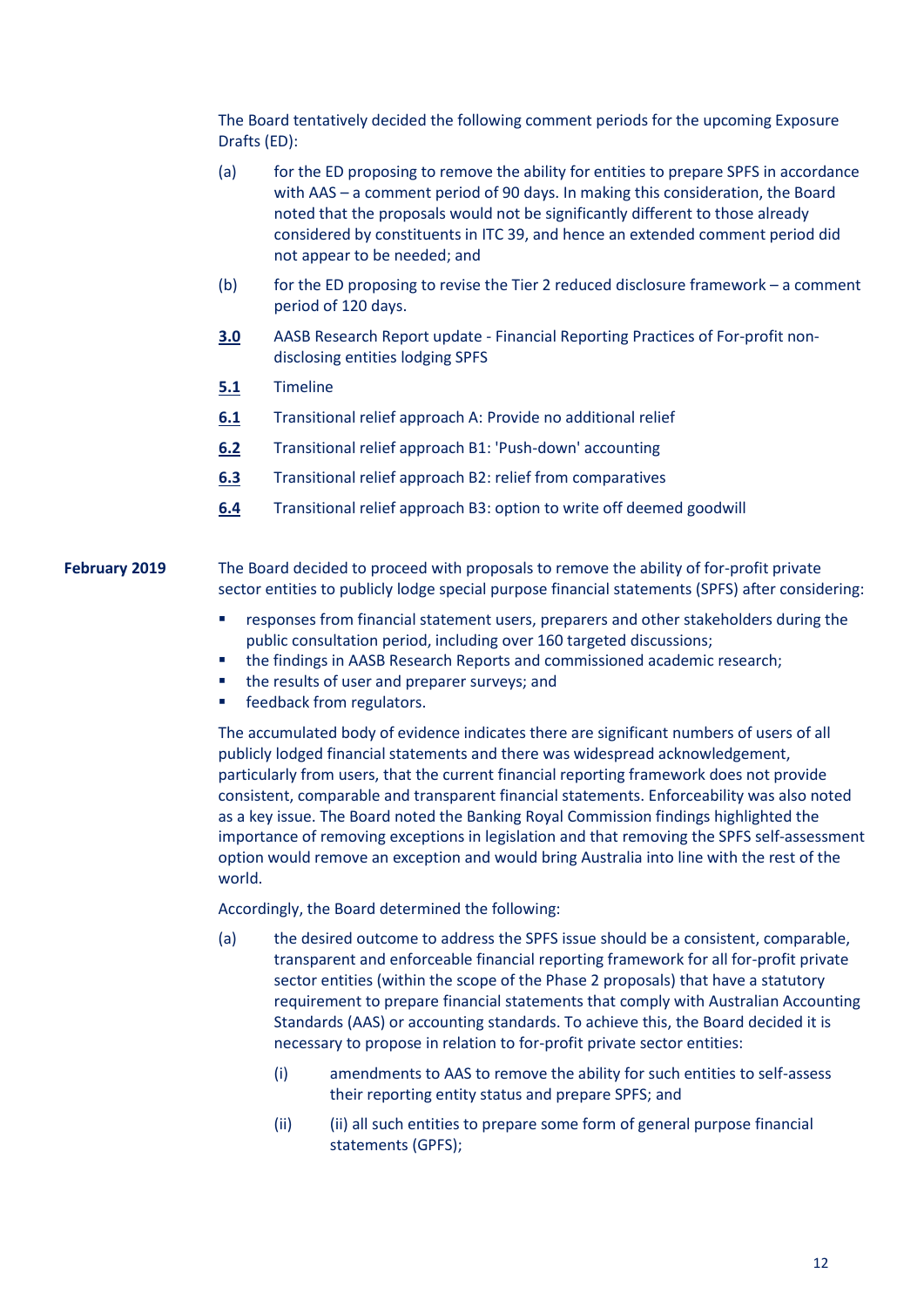The Board tentatively decided the following comment periods for the upcoming Exposure Drafts (ED):

(a) for the ED proposing to remove the ability for entities to prepare SPFS in accordance with AAS – a comment period of 90 days. In making this consideration, the Board noted that the proposals would not be significantly different to those already considered by constituents in ITC 39, and hence an extended comment period did not appear to be needed; and

(b) for the ED proposing to revise the Tier 2 reduced disclosure framework – a comment period of 120 days.

**3.0** AASB Research Report update - Financial Reporting Practices of For-profit non-disclosing entities lodging SPFS

**5.1** Timeline

**6.1** Transitional relief approach A: Provide no additional relief

**6.2** Transitional relief approach B1: 'Push-down' accounting

**6.3** Transitional relief approach B2: relief from comparatives

**6.4** Transitional relief approach B3: option to write off deemed goodwill

**February 2019**

The Board decided to proceed with proposals to remove the ability of for-profit private sector entities to publicly lodge special purpose financial statements (SPFS) after considering:

- responses from financial statement users, preparers and other stakeholders during the public consultation period, including over 160 targeted discussions;
- the findings in AASB Research Reports and commissioned academic research;
- the results of user and preparer surveys; and
- feedback from regulators.

The accumulated body of evidence indicates there are significant numbers of users of all publicly lodged financial statements and there was widespread acknowledgement, particularly from users, that the current financial reporting framework does not provide consistent, comparable and transparent financial statements. Enforceability was also noted as a key issue. The Board noted the Banking Royal Commission findings highlighted the importance of removing exceptions in legislation and that removing the SPFS self-assessment option would remove an exception and would bring Australia into line with the rest of the world.

Accordingly, the Board determined the following:

(a) the desired outcome to address the SPFS issue should be a consistent, comparable, transparent and enforceable financial reporting framework for all for-profit private sector entities (within the scope of the Phase 2 proposals) that have a statutory requirement to prepare financial statements that comply with Australian Accounting Standards (AAS) or accounting standards. To achieve this, the Board decided it is necessary to propose in relation to for-profit private sector entities:

   (i) amendments to AAS to remove the ability for such entities to self-assess their reporting entity status and prepare SPFS; and

   (ii) (ii) all such entities to prepare some form of general purpose financial statements (GPFS);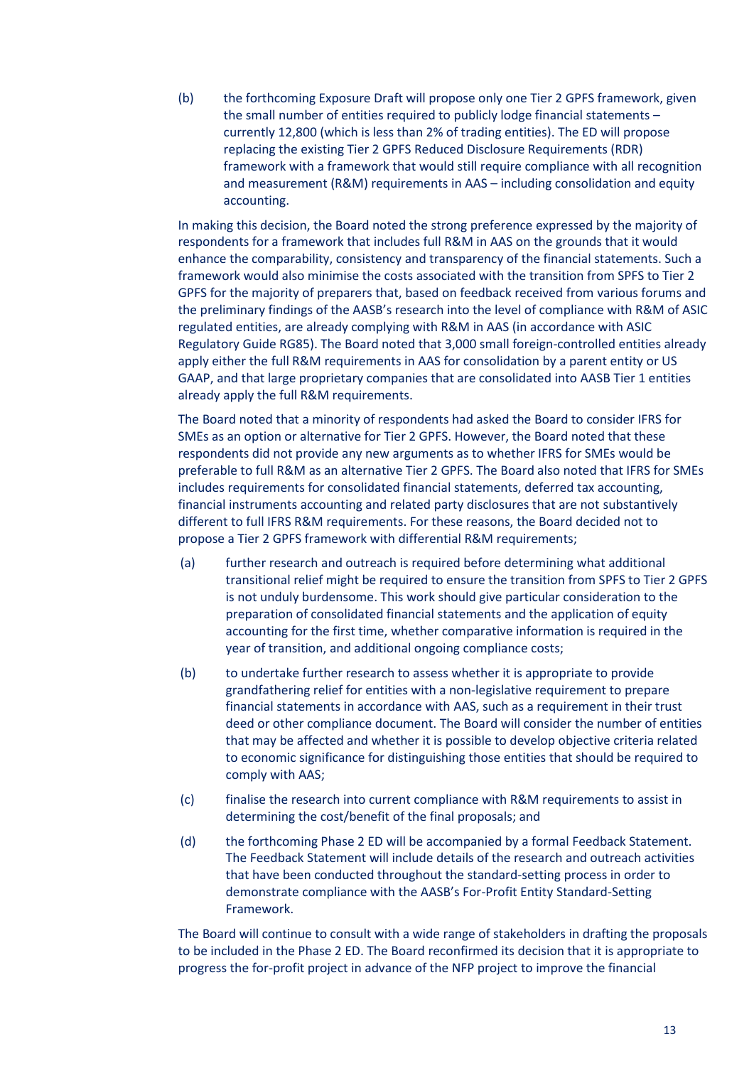(b) the forthcoming Exposure Draft will propose only one Tier 2 GPFS framework, given the small number of entities required to publicly lodge financial statements – currently 12,800 (which is less than 2% of trading entities). The ED will propose replacing the existing Tier 2 GPFS Reduced Disclosure Requirements (RDR) framework with a framework that would still require compliance with all recognition and measurement (R&M) requirements in AAS – including consolidation and equity accounting.

In making this decision, the Board noted the strong preference expressed by the majority of respondents for a framework that includes full R&M in AAS on the grounds that it would enhance the comparability, consistency and transparency of the financial statements. Such a framework would also minimise the costs associated with the transition from SPFS to Tier 2 GPFS for the majority of preparers that, based on feedback received from various forums and the preliminary findings of the AASB's research into the level of compliance with R&M of ASIC regulated entities, are already complying with R&M in AAS (in accordance with ASIC Regulatory Guide RG85). The Board noted that 3,000 small foreign-controlled entities already apply either the full R&M requirements in AAS for consolidation by a parent entity or US GAAP, and that large proprietary companies that are consolidated into AASB Tier 1 entities already apply the full R&M requirements.

The Board noted that a minority of respondents had asked the Board to consider IFRS for SMEs as an option or alternative for Tier 2 GPFS. However, the Board noted that these respondents did not provide any new arguments as to whether IFRS for SMEs would be preferable to full R&M as an alternative Tier 2 GPFS. The Board also noted that IFRS for SMEs includes requirements for consolidated financial statements, deferred tax accounting, financial instruments accounting and related party disclosures that are not substantively different to full IFRS R&M requirements. For these reasons, the Board decided not to propose a Tier 2 GPFS framework with differential R&M requirements;

(a) further research and outreach is required before determining what additional transitional relief might be required to ensure the transition from SPFS to Tier 2 GPFS is not unduly burdensome. This work should give particular consideration to the preparation of consolidated financial statements and the application of equity accounting for the first time, whether comparative information is required in the year of transition, and additional ongoing compliance costs;

(b) to undertake further research to assess whether it is appropriate to provide grandfathering relief for entities with a non-legislative requirement to prepare financial statements in accordance with AAS, such as a requirement in their trust deed or other compliance document. The Board will consider the number of entities that may be affected and whether it is possible to develop objective criteria related to economic significance for distinguishing those entities that should be required to comply with AAS;

(c) finalise the research into current compliance with R&M requirements to assist in determining the cost/benefit of the final proposals; and

(d) the forthcoming Phase 2 ED will be accompanied by a formal Feedback Statement. The Feedback Statement will include details of the research and outreach activities that have been conducted throughout the standard-setting process in order to demonstrate compliance with the AASB's For-Profit Entity Standard-Setting Framework.

The Board will continue to consult with a wide range of stakeholders in drafting the proposals to be included in the Phase 2 ED. The Board reconfirmed its decision that it is appropriate to progress the for-profit project in advance of the NFP project to improve the financial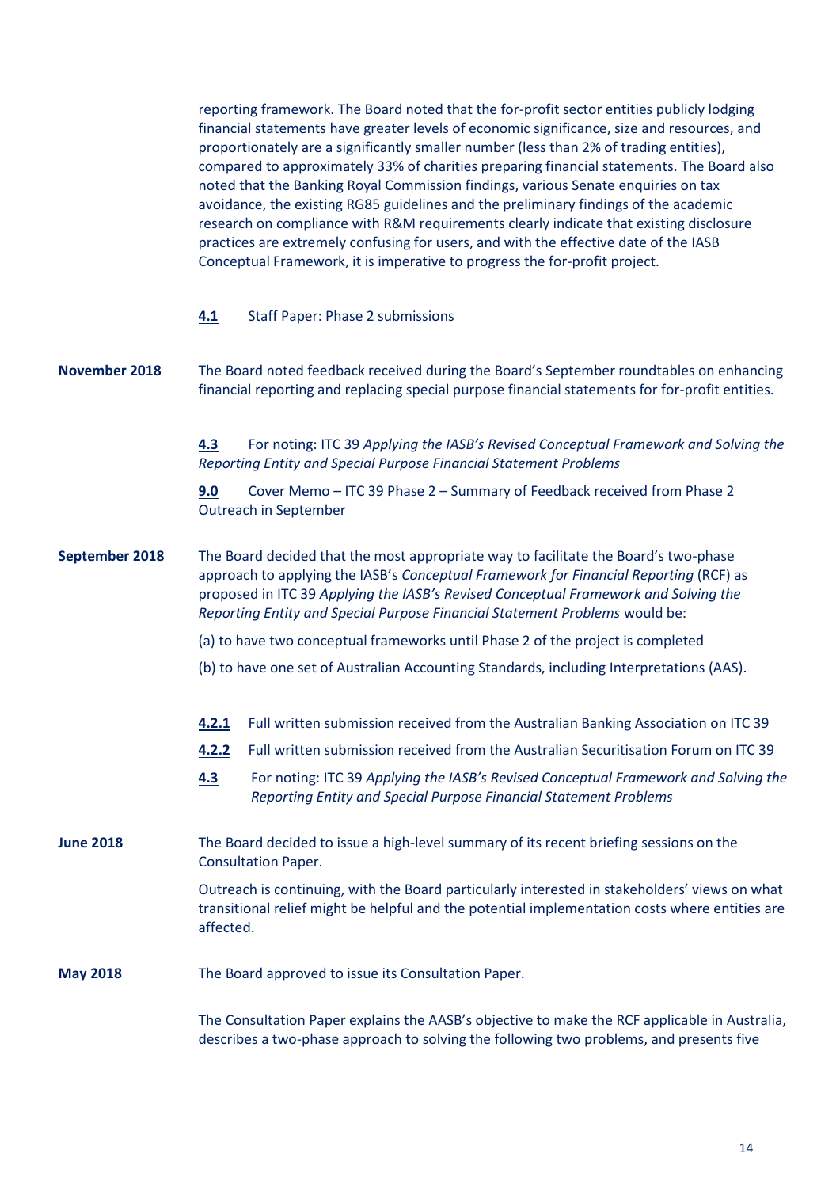reporting framework. The Board noted that the for-profit sector entities publicly lodging financial statements have greater levels of economic significance, size and resources, and proportionately are a significantly smaller number (less than 2% of trading entities), compared to approximately 33% of charities preparing financial statements. The Board also noted that the Banking Royal Commission findings, various Senate enquiries on tax avoidance, the existing RG85 guidelines and the preliminary findings of the academic research on compliance with R&M requirements clearly indicate that existing disclosure practices are extremely confusing for users, and with the effective date of the IASB Conceptual Framework, it is imperative to progress the for-profit project.

**4.1** Staff Paper: Phase 2 submissions

**November 2018**

The Board noted feedback received during the Board's September roundtables on enhancing financial reporting and replacing special purpose financial statements for for-profit entities.

**4.3** For noting: ITC 39 *Applying the IASB's Revised Conceptual Framework and Solving the Reporting Entity and Special Purpose Financial Statement Problems*

**9.0** Cover Memo – ITC 39 Phase 2 – Summary of Feedback received from Phase 2 Outreach in September

**September 2018**

The Board decided that the most appropriate way to facilitate the Board's two-phase approach to applying the IASB's *Conceptual Framework for Financial Reporting* (RCF) as proposed in ITC 39 *Applying the IASB's Revised Conceptual Framework and Solving the Reporting Entity and Special Purpose Financial Statement Problems* would be:

(a) to have two conceptual frameworks until Phase 2 of the project is completed

(b) to have one set of Australian Accounting Standards, including Interpretations (AAS).

**4.2.1** Full written submission received from the Australian Banking Association on ITC 39

**4.2.2** Full written submission received from the Australian Securitisation Forum on ITC 39

**4.3** For noting: ITC 39 *Applying the IASB's Revised Conceptual Framework and Solving the Reporting Entity and Special Purpose Financial Statement Problems*

**June 2018**

The Board decided to issue a high-level summary of its recent briefing sessions on the Consultation Paper.

Outreach is continuing, with the Board particularly interested in stakeholders' views on what transitional relief might be helpful and the potential implementation costs where entities are affected.

**May 2018**

The Board approved to issue its Consultation Paper.

The Consultation Paper explains the AASB's objective to make the RCF applicable in Australia, describes a two-phase approach to solving the following two problems, and presents five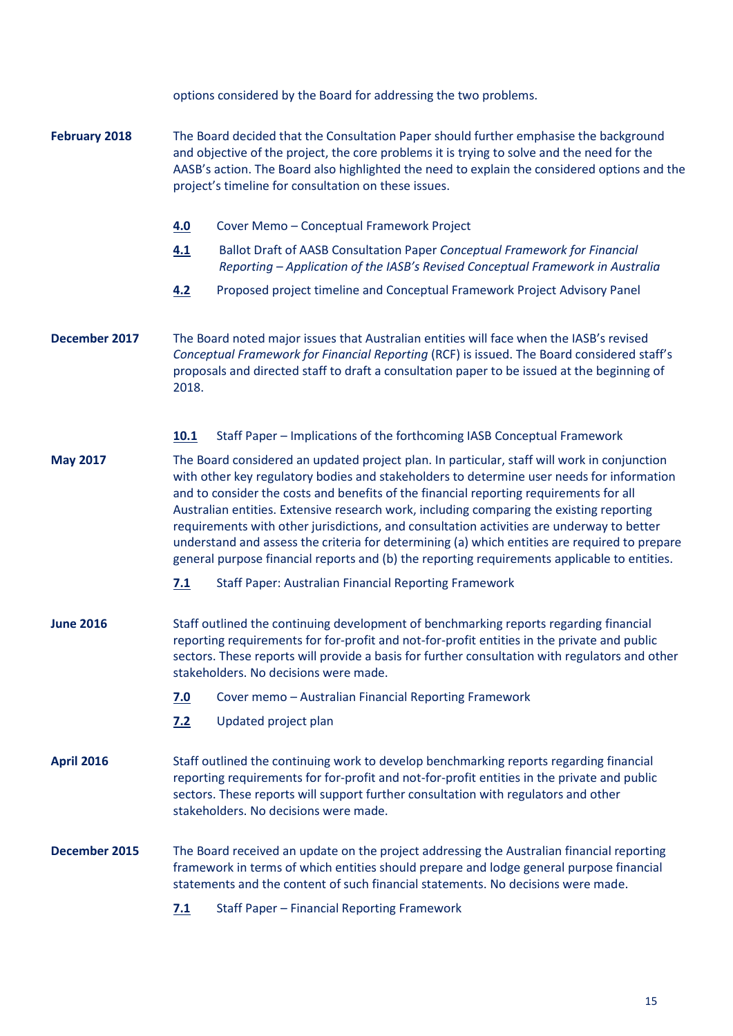options considered by the Board for addressing the two problems.

**February 2018**

The Board decided that the Consultation Paper should further emphasise the background and objective of the project, the core problems it is trying to solve and the need for the AASB's action. The Board also highlighted the need to explain the considered options and the project's timeline for consultation on these issues.

- **4.0** Cover Memo – Conceptual Framework Project
- **4.1** Ballot Draft of AASB Consultation Paper *Conceptual Framework for Financial Reporting – Application of the IASB's Revised Conceptual Framework in Australia*
- **4.2** Proposed project timeline and Conceptual Framework Project Advisory Panel

**December 2017**

The Board noted major issues that Australian entities will face when the IASB's revised *Conceptual Framework for Financial Reporting* (RCF) is issued. The Board considered staff's proposals and directed staff to draft a consultation paper to be issued at the beginning of 2018.

- **10.1** Staff Paper – Implications of the forthcoming IASB Conceptual Framework

**May 2017**

The Board considered an updated project plan. In particular, staff will work in conjunction with other key regulatory bodies and stakeholders to determine user needs for information and to consider the costs and benefits of the financial reporting requirements for all Australian entities. Extensive research work, including comparing the existing reporting requirements with other jurisdictions, and consultation activities are underway to better understand and assess the criteria for determining (a) which entities are required to prepare general purpose financial reports and (b) the reporting requirements applicable to entities.

- **7.1** Staff Paper: Australian Financial Reporting Framework

**June 2016**

Staff outlined the continuing development of benchmarking reports regarding financial reporting requirements for for-profit and not-for-profit entities in the private and public sectors. These reports will provide a basis for further consultation with regulators and other stakeholders. No decisions were made.

- **7.0** Cover memo – Australian Financial Reporting Framework
- **7.2** Updated project plan

**April 2016**

Staff outlined the continuing work to develop benchmarking reports regarding financial reporting requirements for for-profit and not-for-profit entities in the private and public sectors. These reports will support further consultation with regulators and other stakeholders. No decisions were made.

**December 2015**

The Board received an update on the project addressing the Australian financial reporting framework in terms of which entities should prepare and lodge general purpose financial statements and the content of such financial statements. No decisions were made.

- **7.1** Staff Paper – Financial Reporting Framework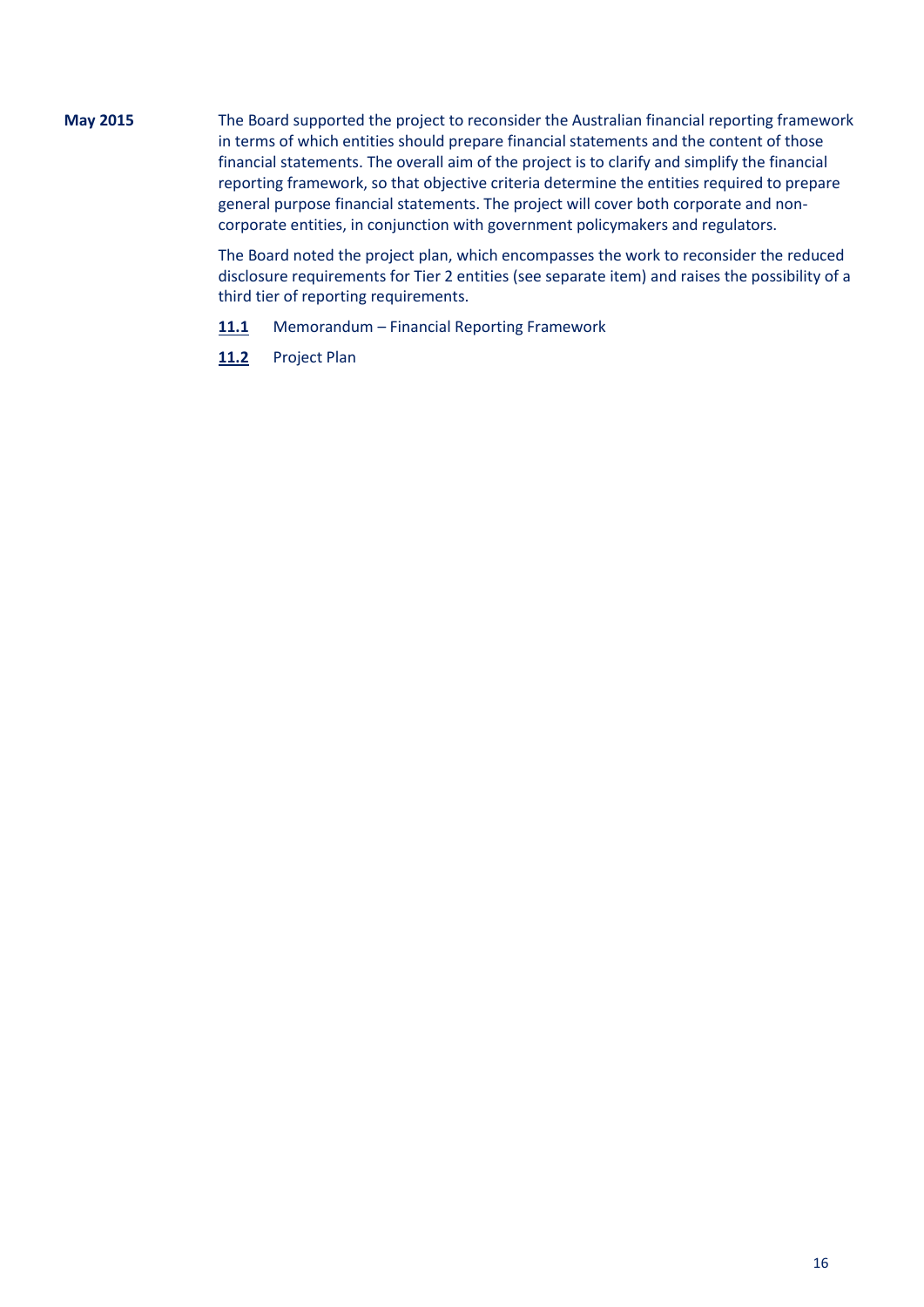**May 2015**

The Board supported the project to reconsider the Australian financial reporting framework in terms of which entities should prepare financial statements and the content of those financial statements. The overall aim of the project is to clarify and simplify the financial reporting framework, so that objective criteria determine the entities required to prepare general purpose financial statements. The project will cover both corporate and non-corporate entities, in conjunction with government policymakers and regulators.

The Board noted the project plan, which encompasses the work to reconsider the reduced disclosure requirements for Tier 2 entities (see separate item) and raises the possibility of a third tier of reporting requirements.

**11.1** Memorandum – Financial Reporting Framework

**11.2** Project Plan